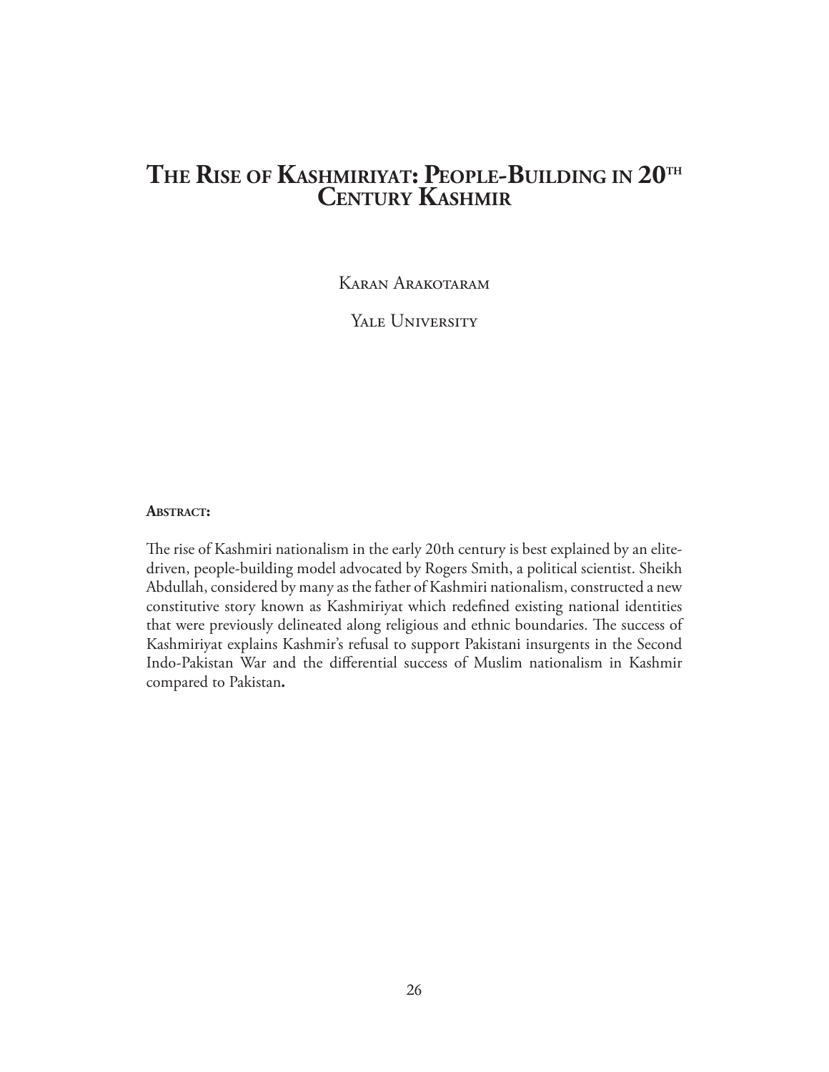# The Rise of Kashmiriyat: People-Building in 20th Century Kashmir

Karan Arakotaram

Yale University

**Abstract:**

The rise of Kashmiri nationalism in the early 20th century is best explained by an elite-driven, people-building model advocated by Rogers Smith, a political scientist. Sheikh Abdullah, considered by many as the father of Kashmiri nationalism, constructed a new constitutive story known as Kashmiriyat which redefined existing national identities that were previously delineated along religious and ethnic boundaries. The success of Kashmiriyat explains Kashmir's refusal to support Pakistani insurgents in the Second Indo-Pakistan War and the differential success of Muslim nationalism in Kashmir compared to Pakistan**.**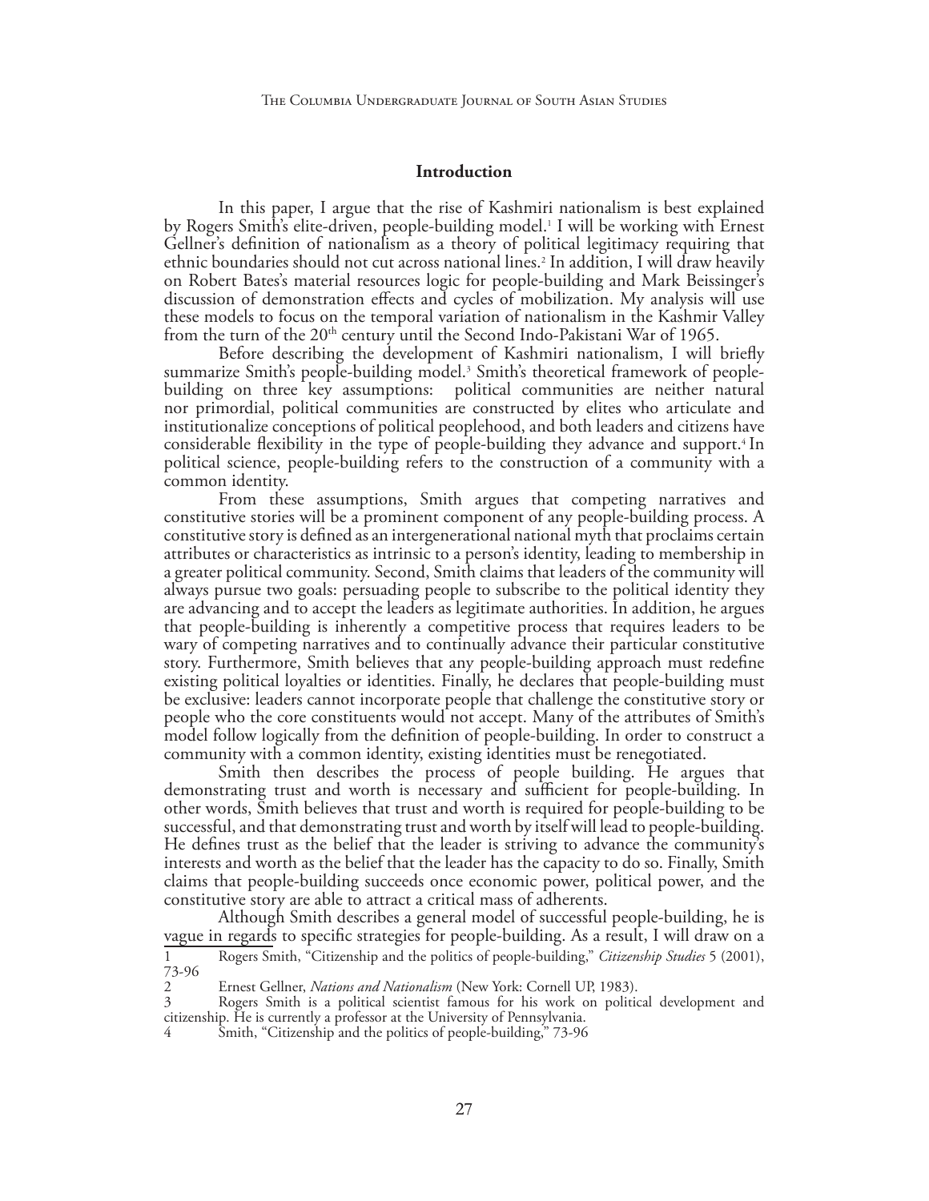## Introduction

In this paper, I argue that the rise of Kashmiri nationalism is best explained by Rogers Smith's elite-driven, people-building model.[1] I will be working with Ernest Gellner's definition of nationalism as a theory of political legitimacy requiring that ethnic boundaries should not cut across national lines.[2] In addition, I will draw heavily on Robert Bates's material resources logic for people-building and Mark Beissinger's discussion of demonstration effects and cycles of mobilization. My analysis will use these models to focus on the temporal variation of nationalism in the Kashmir Valley from the turn of the 20th century until the Second Indo-Pakistani War of 1965.

Before describing the development of Kashmiri nationalism, I will briefly summarize Smith's people-building model.[3] Smith's theoretical framework of people-building on three key assumptions: political communities are neither natural nor primordial, political communities are constructed by elites who articulate and institutionalize conceptions of political peoplehood, and both leaders and citizens have considerable flexibility in the type of people-building they advance and support.[4] In political science, people-building refers to the construction of a community with a common identity.

From these assumptions, Smith argues that competing narratives and constitutive stories will be a prominent component of any people-building process. A constitutive story is defined as an intergenerational national myth that proclaims certain attributes or characteristics as intrinsic to a person's identity, leading to membership in a greater political community. Second, Smith claims that leaders of the community will always pursue two goals: persuading people to subscribe to the political identity they are advancing and to accept the leaders as legitimate authorities. In addition, he argues that people-building is inherently a competitive process that requires leaders to be wary of competing narratives and to continually advance their particular constitutive story. Furthermore, Smith believes that any people-building approach must redefine existing political loyalties or identities. Finally, he declares that people-building must be exclusive: leaders cannot incorporate people that challenge the constitutive story or people who the core constituents would not accept. Many of the attributes of Smith's model follow logically from the definition of people-building. In order to construct a community with a common identity, existing identities must be renegotiated.

Smith then describes the process of people building. He argues that demonstrating trust and worth is necessary and sufficient for people-building. In other words, Smith believes that trust and worth is required for people-building to be successful, and that demonstrating trust and worth by itself will lead to people-building. He defines trust as the belief that the leader is striving to advance the community's interests and worth as the belief that the leader has the capacity to do so. Finally, Smith claims that people-building succeeds once economic power, political power, and the constitutive story are able to attract a critical mass of adherents.

Although Smith describes a general model of successful people-building, he is vague in regards to specific strategies for people-building. As a result, I will draw on a

---

1 Rogers Smith, "Citizenship and the politics of people-building," *Citizenship Studies* 5 (2001), 73-96

2 Ernest Gellner, *Nations and Nationalism* (New York: Cornell UP, 1983).

3 Rogers Smith is a political scientist famous for his work on political development and citizenship. He is currently a professor at the University of Pennsylvania.

4 Smith, "Citizenship and the politics of people-building," 73-96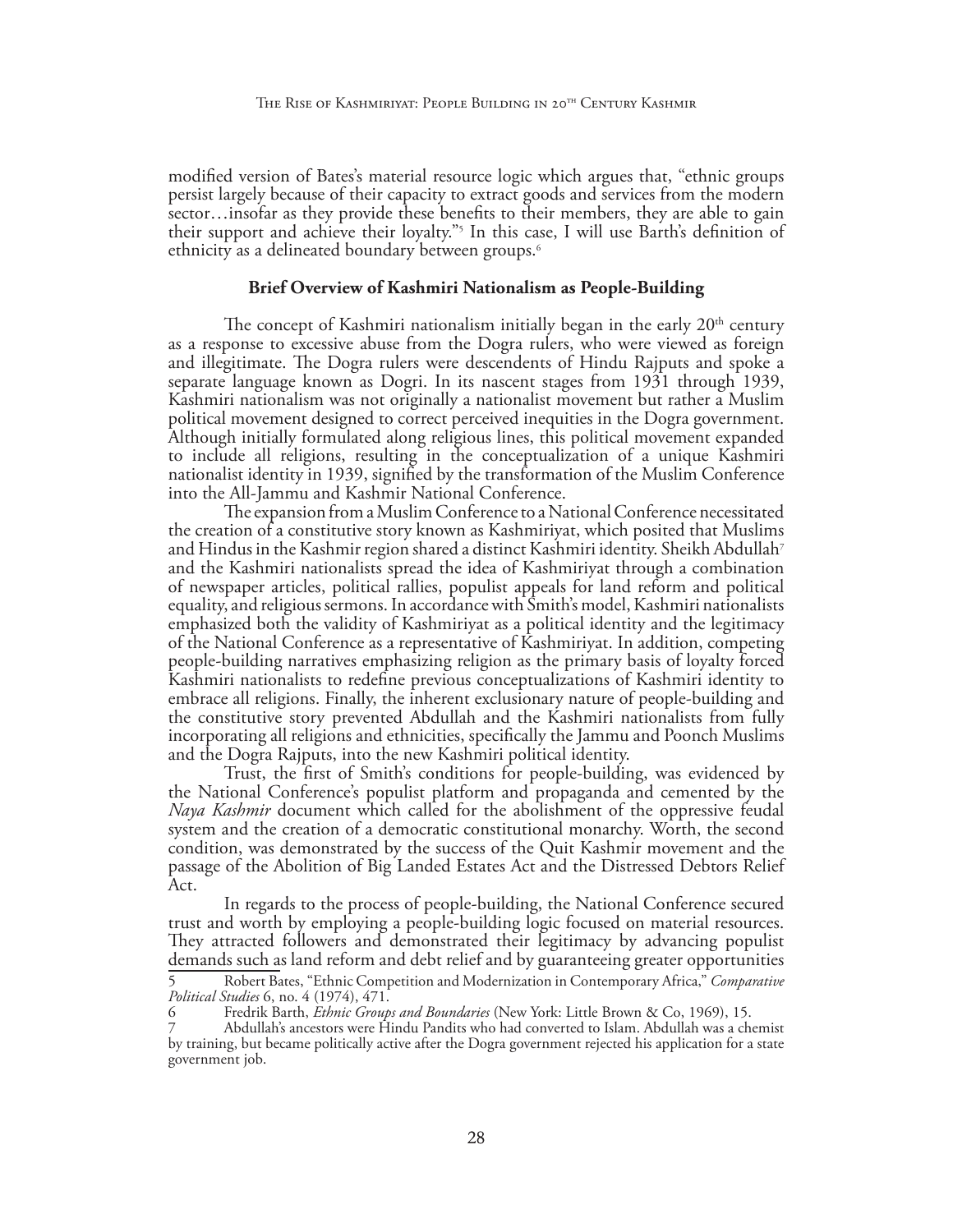modified version of Bates's material resource logic which argues that, "ethnic groups persist largely because of their capacity to extract goods and services from the modern sector…insofar as they provide these benefits to their members, they are able to gain their support and achieve their loyalty."[5] In this case, I will use Barth's definition of ethnicity as a delineated boundary between groups.[6]

## Brief Overview of Kashmiri Nationalism as People-Building

The concept of Kashmiri nationalism initially began in the early 20th century as a response to excessive abuse from the Dogra rulers, who were viewed as foreign and illegitimate. The Dogra rulers were descendents of Hindu Rajputs and spoke a separate language known as Dogri. In its nascent stages from 1931 through 1939, Kashmiri nationalism was not originally a nationalist movement but rather a Muslim political movement designed to correct perceived inequities in the Dogra government. Although initially formulated along religious lines, this political movement expanded to include all religions, resulting in the conceptualization of a unique Kashmiri nationalist identity in 1939, signified by the transformation of the Muslim Conference into the All-Jammu and Kashmir National Conference.

The expansion from a Muslim Conference to a National Conference necessitated the creation of a constitutive story known as Kashmiriyat, which posited that Muslims and Hindus in the Kashmir region shared a distinct Kashmiri identity. Sheikh Abdullah[7] and the Kashmiri nationalists spread the idea of Kashmiriyat through a combination of newspaper articles, political rallies, populist appeals for land reform and political equality, and religious sermons. In accordance with Smith's model, Kashmiri nationalists emphasized both the validity of Kashmiriyat as a political identity and the legitimacy of the National Conference as a representative of Kashmiriyat. In addition, competing people-building narratives emphasizing religion as the primary basis of loyalty forced Kashmiri nationalists to redefine previous conceptualizations of Kashmiri identity to embrace all religions. Finally, the inherent exclusionary nature of people-building and the constitutive story prevented Abdullah and the Kashmiri nationalists from fully incorporating all religions and ethnicities, specifically the Jammu and Poonch Muslims and the Dogra Rajputs, into the new Kashmiri political identity.

Trust, the first of Smith's conditions for people-building, was evidenced by the National Conference's populist platform and propaganda and cemented by the *Naya Kashmir* document which called for the abolishment of the oppressive feudal system and the creation of a democratic constitutional monarchy. Worth, the second condition, was demonstrated by the success of the Quit Kashmir movement and the passage of the Abolition of Big Landed Estates Act and the Distressed Debtors Relief Act.

In regards to the process of people-building, the National Conference secured trust and worth by employing a people-building logic focused on material resources. They attracted followers and demonstrated their legitimacy by advancing populist demands such as land reform and debt relief and by guaranteeing greater opportunities

5 Robert Bates, "Ethnic Competition and Modernization in Contemporary Africa," *Comparative Political Studies* 6, no. 4 (1974), 471.

6 Fredrik Barth, *Ethnic Groups and Boundaries* (New York: Little Brown & Co, 1969), 15.

7 Abdullah's ancestors were Hindu Pandits who had converted to Islam. Abdullah was a chemist by training, but became politically active after the Dogra government rejected his application for a state government job.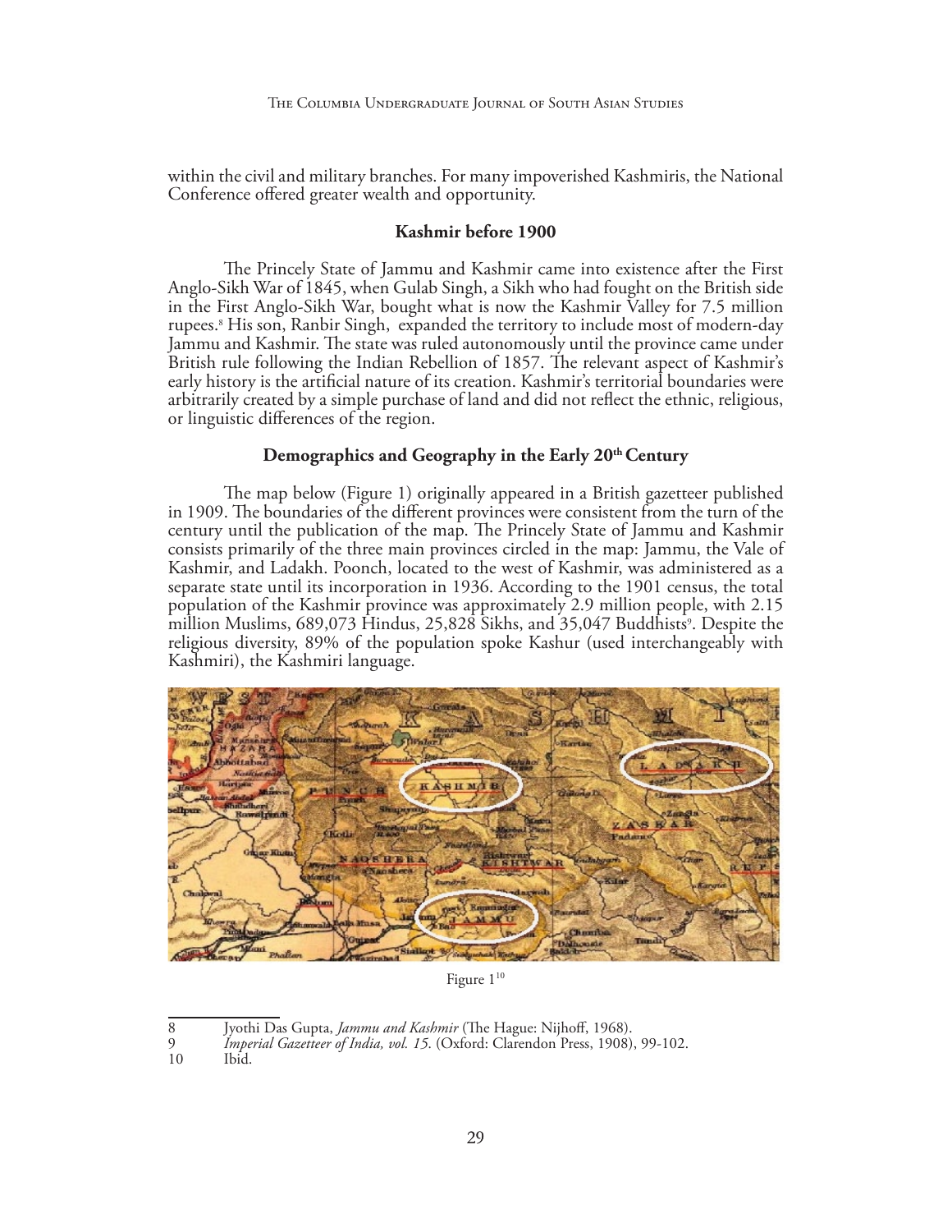within the civil and military branches. For many impoverished Kashmiris, the National Conference offered greater wealth and opportunity.

### Kashmir before 1900

The Princely State of Jammu and Kashmir came into existence after the First Anglo-Sikh War of 1845, when Gulab Singh, a Sikh who had fought on the British side in the First Anglo-Sikh War, bought what is now the Kashmir Valley for 7.5 million rupees.[8] His son, Ranbir Singh, expanded the territory to include most of modern-day Jammu and Kashmir. The state was ruled autonomously until the province came under British rule following the Indian Rebellion of 1857. The relevant aspect of Kashmir's early history is the artificial nature of its creation. Kashmir's territorial boundaries were arbitrarily created by a simple purchase of land and did not reflect the ethnic, religious, or linguistic differences of the region.

### Demographics and Geography in the Early 20th Century

The map below (Figure 1) originally appeared in a British gazetteer published in 1909. The boundaries of the different provinces were consistent from the turn of the century until the publication of the map. The Princely State of Jammu and Kashmir consists primarily of the three main provinces circled in the map: Jammu, the Vale of Kashmir, and Ladakh. Poonch, located to the west of Kashmir, was administered as a separate state until its incorporation in 1936. According to the 1901 census, the total population of the Kashmir province was approximately 2.9 million people, with 2.15 million Muslims, 689,073 Hindus, 25,828 Sikhs, and 35,047 Buddhists[9]. Despite the religious diversity, 89% of the population spoke Kashur (used interchangeably with Kashmiri), the Kashmiri language.

Figure 1[10]

---

8 Jyothi Das Gupta, *Jammu and Kashmir* (The Hague: Nijhoff, 1968).

9 *Imperial Gazetteer of India, vol. 15.* (Oxford: Clarendon Press, 1908), 99-102.

10 Ibid.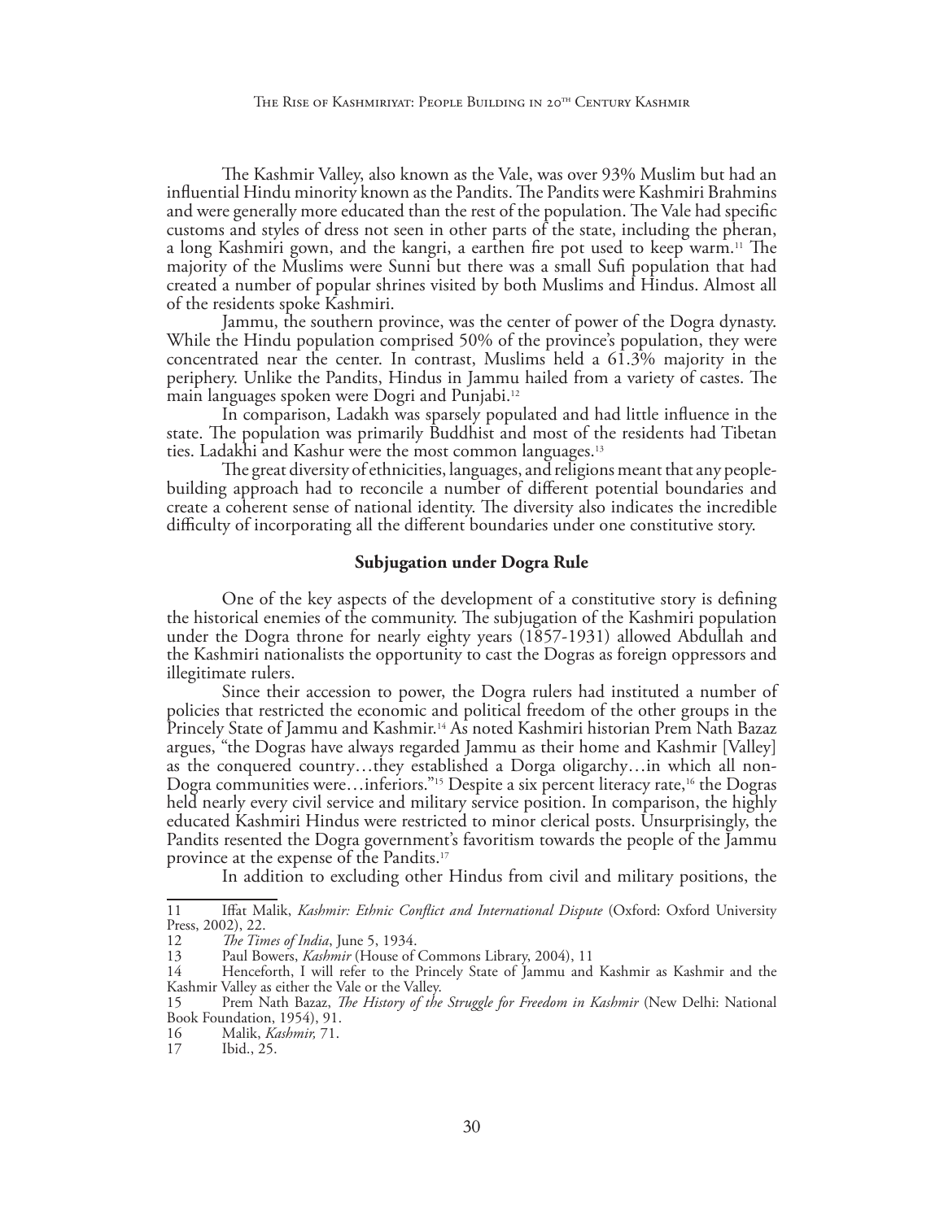The Kashmir Valley, also known as the Vale, was over 93% Muslim but had an influential Hindu minority known as the Pandits. The Pandits were Kashmiri Brahmins and were generally more educated than the rest of the population. The Vale had specific customs and styles of dress not seen in other parts of the state, including the pheran, a long Kashmiri gown, and the kangri, a earthen fire pot used to keep warm.[11] The majority of the Muslims were Sunni but there was a small Sufi population that had created a number of popular shrines visited by both Muslims and Hindus. Almost all of the residents spoke Kashmiri.

Jammu, the southern province, was the center of power of the Dogra dynasty. While the Hindu population comprised 50% of the province's population, they were concentrated near the center. In contrast, Muslims held a 61.3% majority in the periphery. Unlike the Pandits, Hindus in Jammu hailed from a variety of castes. The main languages spoken were Dogri and Punjabi.[12]

In comparison, Ladakh was sparsely populated and had little influence in the state. The population was primarily Buddhist and most of the residents had Tibetan ties. Ladakhi and Kashur were the most common languages.[13]

The great diversity of ethnicities, languages, and religions meant that any people-building approach had to reconcile a number of different potential boundaries and create a coherent sense of national identity. The diversity also indicates the incredible difficulty of incorporating all the different boundaries under one constitutive story.

### Subjugation under Dogra Rule

One of the key aspects of the development of a constitutive story is defining the historical enemies of the community. The subjugation of the Kashmiri population under the Dogra throne for nearly eighty years (1857-1931) allowed Abdullah and the Kashmiri nationalists the opportunity to cast the Dogras as foreign oppressors and illegitimate rulers.

Since their accession to power, the Dogra rulers had instituted a number of policies that restricted the economic and political freedom of the other groups in the Princely State of Jammu and Kashmir.[14] As noted Kashmiri historian Prem Nath Bazaz argues, "the Dogras have always regarded Jammu as their home and Kashmir [Valley] as the conquered country…they established a Dorga oligarchy…in which all non-Dogra communities were…inferiors."[15] Despite a six percent literacy rate,[16] the Dogras held nearly every civil service and military service position. In comparison, the highly educated Kashmiri Hindus were restricted to minor clerical posts. Unsurprisingly, the Pandits resented the Dogra government's favoritism towards the people of the Jammu province at the expense of the Pandits.[17]

In addition to excluding other Hindus from civil and military positions, the

---

11 Iffat Malik, *Kashmir: Ethnic Conflict and International Dispute* (Oxford: Oxford University Press, 2002), 22.

12 *The Times of India*, June 5, 1934.

13 Paul Bowers, *Kashmir* (House of Commons Library, 2004), 11

14 Henceforth, I will refer to the Princely State of Jammu and Kashmir as Kashmir and the Kashmir Valley as either the Vale or the Valley.

15 Prem Nath Bazaz, *The History of the Struggle for Freedom in Kashmir* (New Delhi: National Book Foundation, 1954), 91.

16 Malik, *Kashmir,* 71.

17 Ibid., 25.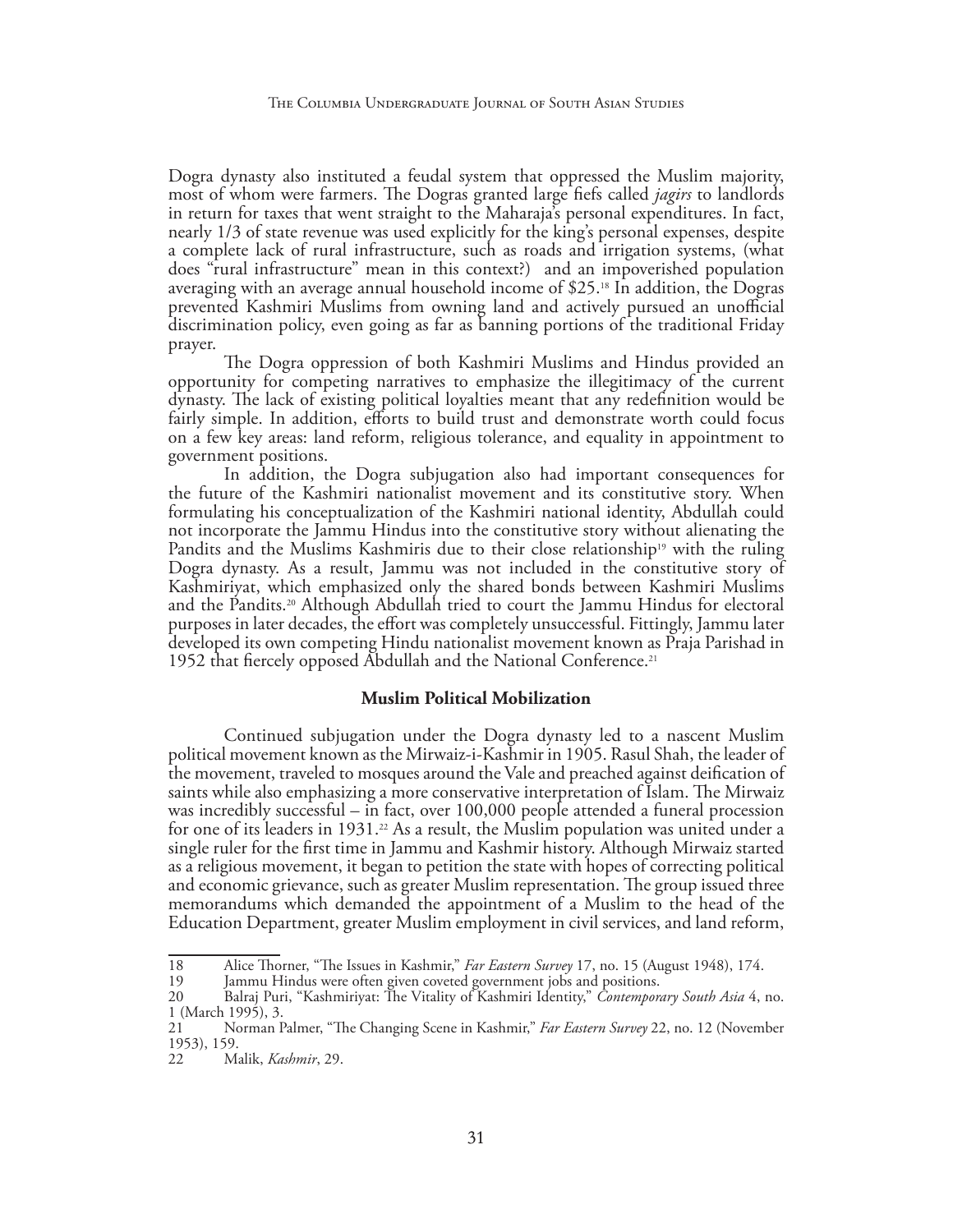Dogra dynasty also instituted a feudal system that oppressed the Muslim majority, most of whom were farmers. The Dogras granted large fiefs called *jagirs* to landlords in return for taxes that went straight to the Maharaja's personal expenditures. In fact, nearly 1/3 of state revenue was used explicitly for the king's personal expenses, despite a complete lack of rural infrastructure, such as roads and irrigation systems, (what does "rural infrastructure" mean in this context?) and an impoverished population averaging with an average annual household income of $25.[18] In addition, the Dogras prevented Kashmiri Muslims from owning land and actively pursued an unofficial discrimination policy, even going as far as banning portions of the traditional Friday prayer.

The Dogra oppression of both Kashmiri Muslims and Hindus provided an opportunity for competing narratives to emphasize the illegitimacy of the current dynasty. The lack of existing political loyalties meant that any redefinition would be fairly simple. In addition, efforts to build trust and demonstrate worth could focus on a few key areas: land reform, religious tolerance, and equality in appointment to government positions.

In addition, the Dogra subjugation also had important consequences for the future of the Kashmiri nationalist movement and its constitutive story. When formulating his conceptualization of the Kashmiri national identity, Abdullah could not incorporate the Jammu Hindus into the constitutive story without alienating the Pandits and the Muslims Kashmiris due to their close relationship[19] with the ruling Dogra dynasty. As a result, Jammu was not included in the constitutive story of Kashmiriyat, which emphasized only the shared bonds between Kashmiri Muslims and the Pandits.[20] Although Abdullah tried to court the Jammu Hindus for electoral purposes in later decades, the effort was completely unsuccessful. Fittingly, Jammu later developed its own competing Hindu nationalist movement known as Praja Parishad in 1952 that fiercely opposed Abdullah and the National Conference.[21]

**Muslim Political Mobilization**

Continued subjugation under the Dogra dynasty led to a nascent Muslim political movement known as the Mirwaiz-i-Kashmir in 1905. Rasul Shah, the leader of the movement, traveled to mosques around the Vale and preached against deification of saints while also emphasizing a more conservative interpretation of Islam. The Mirwaiz was incredibly successful – in fact, over 100,000 people attended a funeral procession for one of its leaders in 1931.[22] As a result, the Muslim population was united under a single ruler for the first time in Jammu and Kashmir history. Although Mirwaiz started as a religious movement, it began to petition the state with hopes of correcting political and economic grievance, such as greater Muslim representation. The group issued three memorandums which demanded the appointment of a Muslim to the head of the Education Department, greater Muslim employment in civil services, and land reform,

---

18 Alice Thorner, "The Issues in Kashmir," *Far Eastern Survey* 17, no. 15 (August 1948), 174.

19 Jammu Hindus were often given coveted government jobs and positions.

20 Balraj Puri, "Kashmiriyat: The Vitality of Kashmiri Identity," *Contemporary South Asia* 4, no. 1 (March 1995), 3.

21 Norman Palmer, "The Changing Scene in Kashmir," *Far Eastern Survey* 22, no. 12 (November 1953), 159.

22 Malik, *Kashmir*, 29.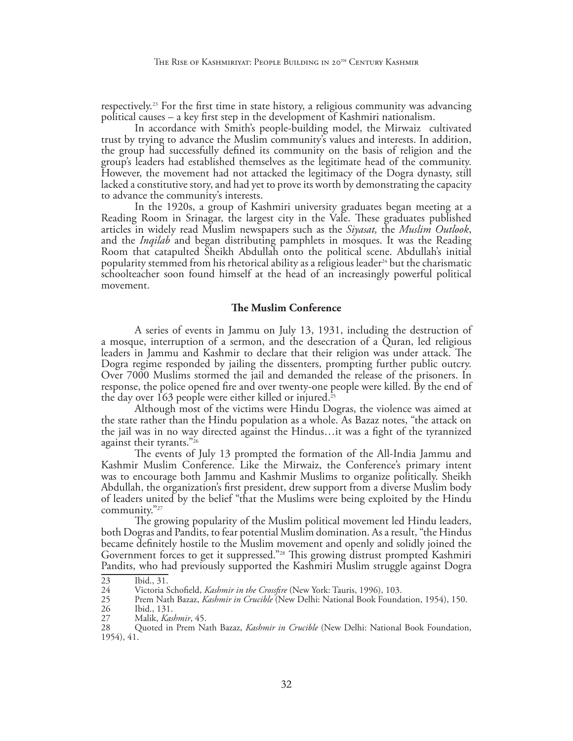respectively.[23] For the first time in state history, a religious community was advancing political causes – a key first step in the development of Kashmiri nationalism.

In accordance with Smith's people-building model, the Mirwaiz cultivated trust by trying to advance the Muslim community's values and interests. In addition, the group had successfully defined its community on the basis of religion and the group's leaders had established themselves as the legitimate head of the community. However, the movement had not attacked the legitimacy of the Dogra dynasty, still lacked a constitutive story, and had yet to prove its worth by demonstrating the capacity to advance the community's interests.

In the 1920s, a group of Kashmiri university graduates began meeting at a Reading Room in Srinagar, the largest city in the Vale. These graduates published articles in widely read Muslim newspapers such as the *Siyasat,* the *Muslim Outlook*, and the *Inqilab* and began distributing pamphlets in mosques. It was the Reading Room that catapulted Sheikh Abdullah onto the political scene. Abdullah's initial popularity stemmed from his rhetorical ability as a religious leader[24] but the charismatic schoolteacher soon found himself at the head of an increasingly powerful political movement.

### The Muslim Conference

A series of events in Jammu on July 13, 1931, including the destruction of a mosque, interruption of a sermon, and the desecration of a Quran, led religious leaders in Jammu and Kashmir to declare that their religion was under attack. The Dogra regime responded by jailing the dissenters, prompting further public outcry. Over 7000 Muslims stormed the jail and demanded the release of the prisoners. In response, the police opened fire and over twenty-one people were killed. By the end of the day over 163 people were either killed or injured.[25]

Although most of the victims were Hindu Dogras, the violence was aimed at the state rather than the Hindu population as a whole. As Bazaz notes, "the attack on the jail was in no way directed against the Hindus…it was a fight of the tyrannized against their tyrants."[26]

The events of July 13 prompted the formation of the All-India Jammu and Kashmir Muslim Conference. Like the Mirwaiz, the Conference's primary intent was to encourage both Jammu and Kashmir Muslims to organize politically. Sheikh Abdullah, the organization's first president, drew support from a diverse Muslim body of leaders united by the belief "that the Muslims were being exploited by the Hindu community."[27]

The growing popularity of the Muslim political movement led Hindu leaders, both Dogras and Pandits, to fear potential Muslim domination. As a result, "the Hindus became definitely hostile to the Muslim movement and openly and solidly joined the Government forces to get it suppressed."[28] This growing distrust prompted Kashmiri Pandits, who had previously supported the Kashmiri Muslim struggle against Dogra

---

23 Ibid., 31.

24 Victoria Schofield, *Kashmir in the Crossfire* (New York: Tauris, 1996), 103.

25 Prem Nath Bazaz, *Kashmir in Crucible* (New Delhi: National Book Foundation, 1954), 150.

26 Ibid., 131.

27 Malik, *Kashmir*, 45.

28 Quoted in Prem Nath Bazaz, *Kashmir in Crucible* (New Delhi: National Book Foundation, 1954), 41.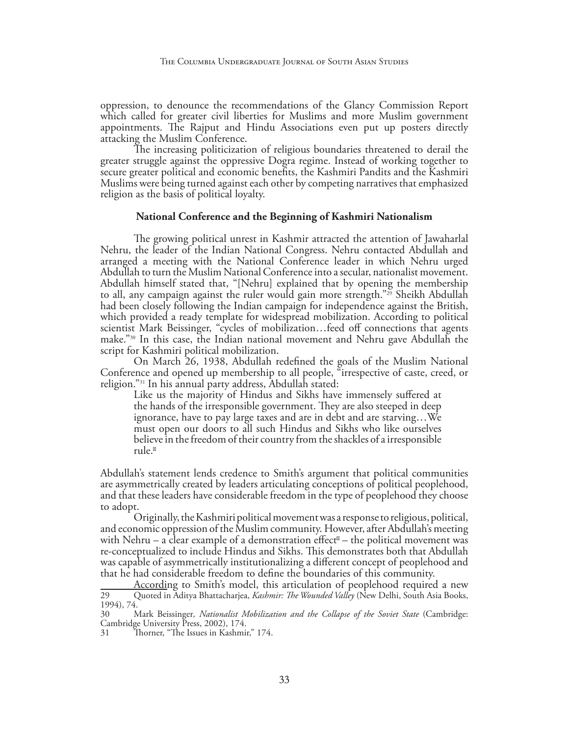oppression, to denounce the recommendations of the Glancy Commission Report which called for greater civil liberties for Muslims and more Muslim government appointments. The Rajput and Hindu Associations even put up posters directly attacking the Muslim Conference.

The increasing politicization of religious boundaries threatened to derail the greater struggle against the oppressive Dogra regime. Instead of working together to secure greater political and economic benefits, the Kashmiri Pandits and the Kashmiri Muslims were being turned against each other by competing narratives that emphasized religion as the basis of political loyalty.

### National Conference and the Beginning of Kashmiri Nationalism

The growing political unrest in Kashmir attracted the attention of Jawaharlal Nehru, the leader of the Indian National Congress. Nehru contacted Abdullah and arranged a meeting with the National Conference leader in which Nehru urged Abdullah to turn the Muslim National Conference into a secular, nationalist movement. Abdullah himself stated that, "[Nehru] explained that by opening the membership to all, any campaign against the ruler would gain more strength."[29] Sheikh Abdullah had been closely following the Indian campaign for independence against the British, which provided a ready template for widespread mobilization. According to political scientist Mark Beissinger, "cycles of mobilization…feed off connections that agents make."[30] In this case, the Indian national movement and Nehru gave Abdullah the script for Kashmiri political mobilization.

On March 26, 1938, Abdullah redefined the goals of the Muslim National Conference and opened up membership to all people, "irrespective of caste, creed, or religion."[31] In his annual party address, Abdullah stated:

> Like us the majority of Hindus and Sikhs have immensely suffered at the hands of the irresponsible government. They are also steeped in deep ignorance, have to pay large taxes and are in debt and are starving…We must open our doors to all such Hindus and Sikhs who like ourselves believe in the freedom of their country from the shackles of a irresponsible rule.[32]

Abdullah's statement lends credence to Smith's argument that political communities are asymmetrically created by leaders articulating conceptions of political peoplehood, and that these leaders have considerable freedom in the type of peoplehood they choose to adopt.

Originally, the Kashmiri political movement was a response to religious, political, and economic oppression of the Muslim community. However, after Abdullah's meeting with Nehru – a clear example of a demonstration effect[33] – the political movement was re-conceptualized to include Hindus and Sikhs. This demonstrates both that Abdullah was capable of asymmetrically institutionalizing a different concept of peoplehood and that he had considerable freedom to define the boundaries of this community.

According to Smith's model, this articulation of peoplehood required a new

29 Quoted in Aditya Bhattacharjea, *Kashmir: The Wounded Valley* (New Delhi, South Asia Books, 1994), 74.

30 Mark Beissinger, *Nationalist Mobilization and the Collapse of the Soviet State* (Cambridge: Cambridge University Press, 2002), 174.

31 Thorner, "The Issues in Kashmir," 174.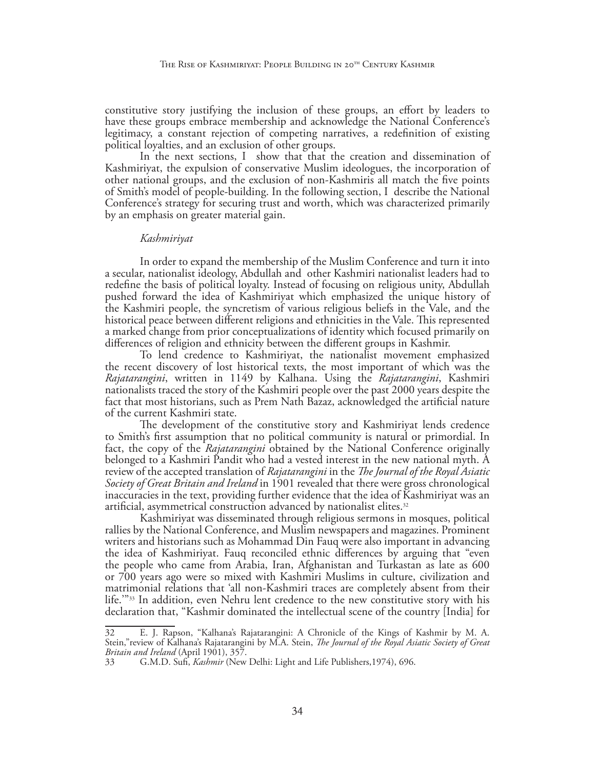constitutive story justifying the inclusion of these groups, an effort by leaders to have these groups embrace membership and acknowledge the National Conference's legitimacy, a constant rejection of competing narratives, a redefinition of existing political loyalties, and an exclusion of other groups.

In the next sections, I show that that the creation and dissemination of Kashmiriyat, the expulsion of conservative Muslim ideologues, the incorporation of other national groups, and the exclusion of non-Kashmiris all match the five points of Smith's model of people-building. In the following section, I describe the National Conference's strategy for securing trust and worth, which was characterized primarily by an emphasis on greater material gain.

### *Kashmiriyat*

In order to expand the membership of the Muslim Conference and turn it into a secular, nationalist ideology, Abdullah and other Kashmiri nationalist leaders had to redefine the basis of political loyalty. Instead of focusing on religious unity, Abdullah pushed forward the idea of Kashmiriyat which emphasized the unique history of the Kashmiri people, the syncretism of various religious beliefs in the Vale, and the historical peace between different religions and ethnicities in the Vale. This represented a marked change from prior conceptualizations of identity which focused primarily on differences of religion and ethnicity between the different groups in Kashmir.

To lend credence to Kashmiriyat, the nationalist movement emphasized the recent discovery of lost historical texts, the most important of which was the *Rajatarangini*, written in 1149 by Kalhana. Using the *Rajatarangini*, Kashmiri nationalists traced the story of the Kashmiri people over the past 2000 years despite the fact that most historians, such as Prem Nath Bazaz, acknowledged the artificial nature of the current Kashmiri state.

The development of the constitutive story and Kashmiriyat lends credence to Smith's first assumption that no political community is natural or primordial. In fact, the copy of the *Rajatarangini* obtained by the National Conference originally belonged to a Kashmiri Pandit who had a vested interest in the new national myth. A review of the accepted translation of *Rajatarangini* in the *The Journal of the Royal Asiatic Society of Great Britain and Ireland* in 1901 revealed that there were gross chronological inaccuracies in the text, providing further evidence that the idea of Kashmiriyat was an artificial, asymmetrical construction advanced by nationalist elites.[32]

Kashmiriyat was disseminated through religious sermons in mosques, political rallies by the National Conference, and Muslim newspapers and magazines. Prominent writers and historians such as Mohammad Din Fauq were also important in advancing the idea of Kashmiriyat. Fauq reconciled ethnic differences by arguing that "even the people who came from Arabia, Iran, Afghanistan and Turkastan as late as 600 or 700 years ago were so mixed with Kashmiri Muslims in culture, civilization and matrimonial relations that 'all non-Kashmiri traces are completely absent from their life.'"[33] In addition, even Nehru lent credence to the new constitutive story with his declaration that, "Kashmir dominated the intellectual scene of the country [India] for

---

32 E. J. Rapson, "Kalhana's Rajatarangini: A Chronicle of the Kings of Kashmir by M. A. Stein," review of Kalhana's Rajatarangini by M.A. Stein, *The Journal of the Royal Asiatic Society of Great Britain and Ireland* (April 1901), 357.

33 G.M.D. Sufi, *Kashmir* (New Delhi: Light and Life Publishers, 1974), 696.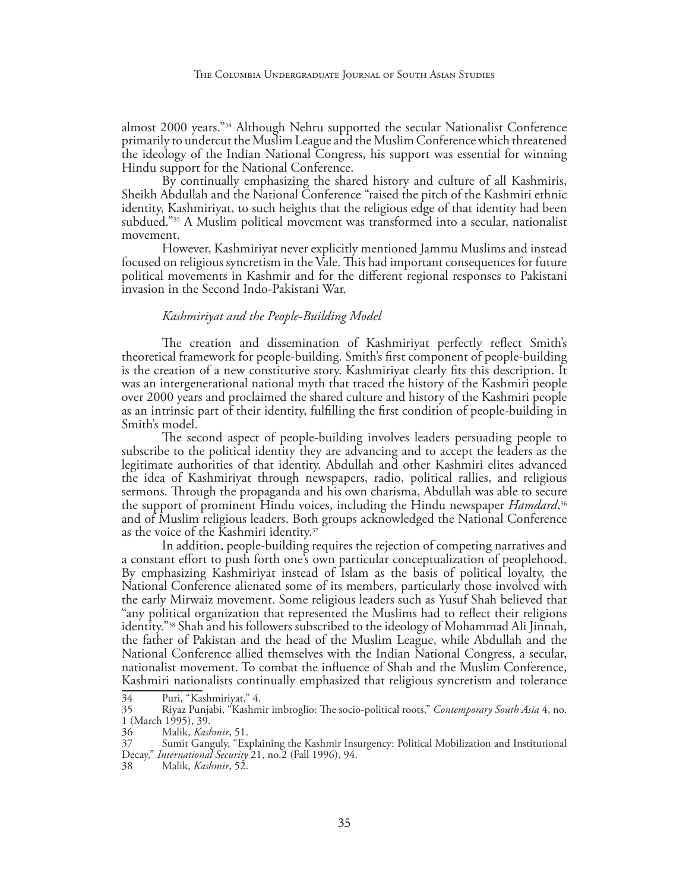almost 2000 years."[34] Although Nehru supported the secular Nationalist Conference primarily to undercut the Muslim League and the Muslim Conference which threatened the ideology of the Indian National Congress, his support was essential for winning Hindu support for the National Conference.

By continually emphasizing the shared history and culture of all Kashmiris, Sheikh Abdullah and the National Conference "raised the pitch of the Kashmiri ethnic identity, Kashmiriyat, to such heights that the religious edge of that identity had been subdued."[35] A Muslim political movement was transformed into a secular, nationalist movement.

However, Kashmiriyat never explicitly mentioned Jammu Muslims and instead focused on religious syncretism in the Vale. This had important consequences for future political movements in Kashmir and for the different regional responses to Pakistani invasion in the Second Indo-Pakistani War.

### *Kashmiriyat and the People-Building Model*

The creation and dissemination of Kashmiriyat perfectly reflect Smith's theoretical framework for people-building. Smith's first component of people-building is the creation of a new constitutive story. Kashmiriyat clearly fits this description. It was an intergenerational national myth that traced the history of the Kashmiri people over 2000 years and proclaimed the shared culture and history of the Kashmiri people as an intrinsic part of their identity, fulfilling the first condition of people-building in Smith's model.

The second aspect of people-building involves leaders persuading people to subscribe to the political identity they are advancing and to accept the leaders as the legitimate authorities of that identity. Abdullah and other Kashmiri elites advanced the idea of Kashmiriyat through newspapers, radio, political rallies, and religious sermons. Through the propaganda and his own charisma, Abdullah was able to secure the support of prominent Hindu voices, including the Hindu newspaper *Hamdard*,[36] and of Muslim religious leaders. Both groups acknowledged the National Conference as the voice of the Kashmiri identity.[37]

In addition, people-building requires the rejection of competing narratives and a constant effort to push forth one's own particular conceptualization of peoplehood. By emphasizing Kashmiriyat instead of Islam as the basis of political loyalty, the National Conference alienated some of its members, particularly those involved with the early Mirwaiz movement. Some religious leaders such as Yusuf Shah believed that "any political organization that represented the Muslims had to reflect their religions identity."[38] Shah and his followers subscribed to the ideology of Mohammad Ali Jinnah, the father of Pakistan and the head of the Muslim League, while Abdullah and the National Conference allied themselves with the Indian National Congress, a secular, nationalist movement. To combat the influence of Shah and the Muslim Conference, Kashmiri nationalists continually emphasized that religious syncretism and tolerance

---

34 Puri, "Kashmiriyat," 4.

35 Riyaz Punjabi, "Kashmir imbroglio: The socio-political roots," *Contemporary South Asia* 4, no. 1 (March 1995), 39.

36 Malik, *Kashmir*, 51.

37 Sumit Ganguly, "Explaining the Kashmir Insurgency: Political Mobilization and Institutional Decay," *International Security* 21, no.2 (Fall 1996), 94.

38 Malik, *Kashmir*, 52.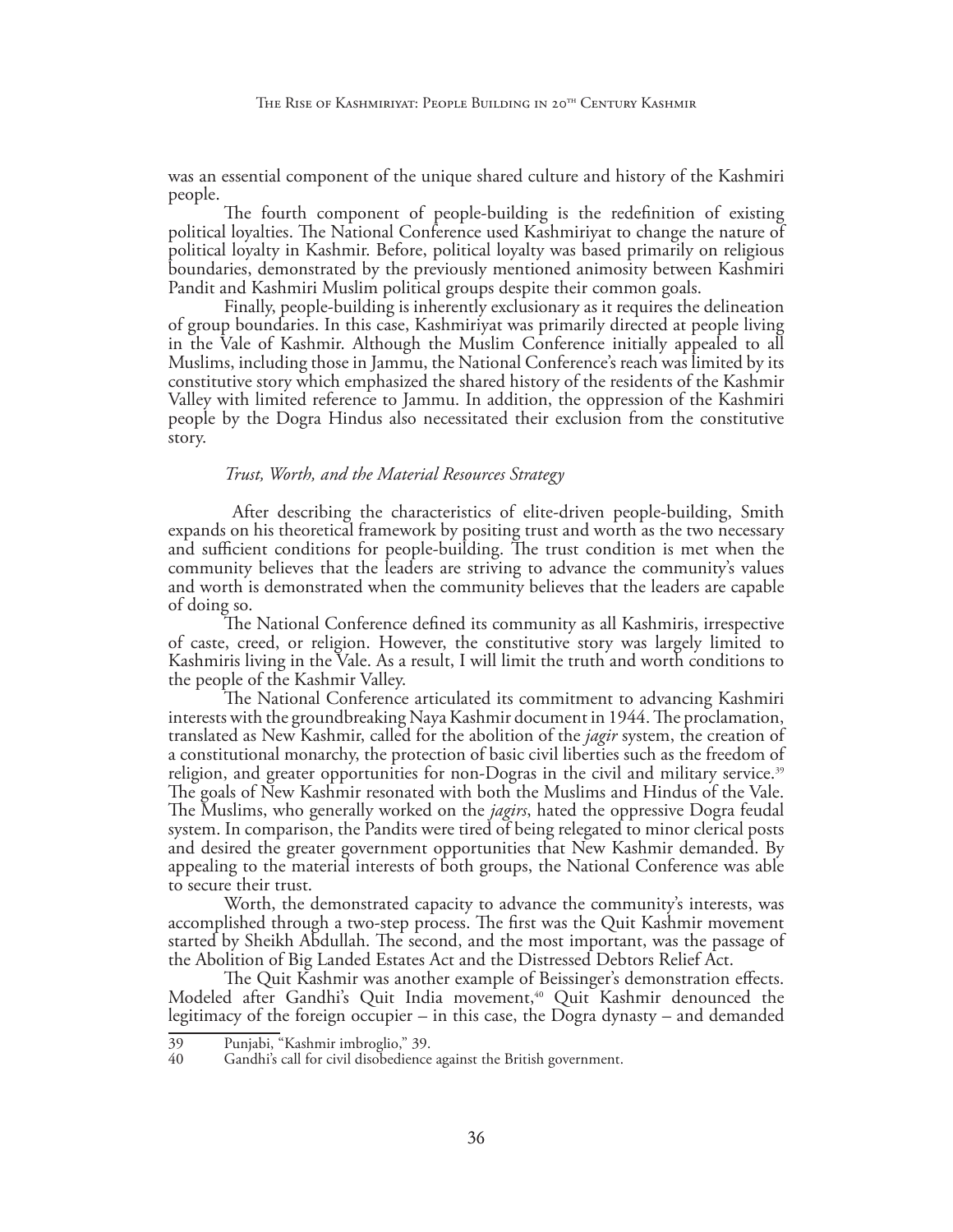was an essential component of the unique shared culture and history of the Kashmiri people.

The fourth component of people-building is the redefinition of existing political loyalties. The National Conference used Kashmiriyat to change the nature of political loyalty in Kashmir. Before, political loyalty was based primarily on religious boundaries, demonstrated by the previously mentioned animosity between Kashmiri Pandit and Kashmiri Muslim political groups despite their common goals.

Finally, people-building is inherently exclusionary as it requires the delineation of group boundaries. In this case, Kashmiriyat was primarily directed at people living in the Vale of Kashmir. Although the Muslim Conference initially appealed to all Muslims, including those in Jammu, the National Conference's reach was limited by its constitutive story which emphasized the shared history of the residents of the Kashmir Valley with limited reference to Jammu. In addition, the oppression of the Kashmiri people by the Dogra Hindus also necessitated their exclusion from the constitutive story.

### *Trust, Worth, and the Material Resources Strategy*

After describing the characteristics of elite-driven people-building, Smith expands on his theoretical framework by positing trust and worth as the two necessary and sufficient conditions for people-building. The trust condition is met when the community believes that the leaders are striving to advance the community's values and worth is demonstrated when the community believes that the leaders are capable of doing so.

The National Conference defined its community as all Kashmiris, irrespective of caste, creed, or religion. However, the constitutive story was largely limited to Kashmiris living in the Vale. As a result, I will limit the truth and worth conditions to the people of the Kashmir Valley.

The National Conference articulated its commitment to advancing Kashmiri interests with the groundbreaking Naya Kashmir document in 1944. The proclamation, translated as New Kashmir, called for the abolition of the *jagir* system, the creation of a constitutional monarchy, the protection of basic civil liberties such as the freedom of religion, and greater opportunities for non-Dogras in the civil and military service.[39] The goals of New Kashmir resonated with both the Muslims and Hindus of the Vale. The Muslims, who generally worked on the *jagirs*, hated the oppressive Dogra feudal system. In comparison, the Pandits were tired of being relegated to minor clerical posts and desired the greater government opportunities that New Kashmir demanded. By appealing to the material interests of both groups, the National Conference was able to secure their trust.

Worth, the demonstrated capacity to advance the community's interests, was accomplished through a two-step process. The first was the Quit Kashmir movement started by Sheikh Abdullah. The second, and the most important, was the passage of the Abolition of Big Landed Estates Act and the Distressed Debtors Relief Act.

The Quit Kashmir was another example of Beissinger's demonstration effects. Modeled after Gandhi's Quit India movement,[40] Quit Kashmir denounced the legitimacy of the foreign occupier – in this case, the Dogra dynasty – and demanded

---

39 Punjabi, "Kashmir imbroglio," 39.

40 Gandhi's call for civil disobedience against the British government.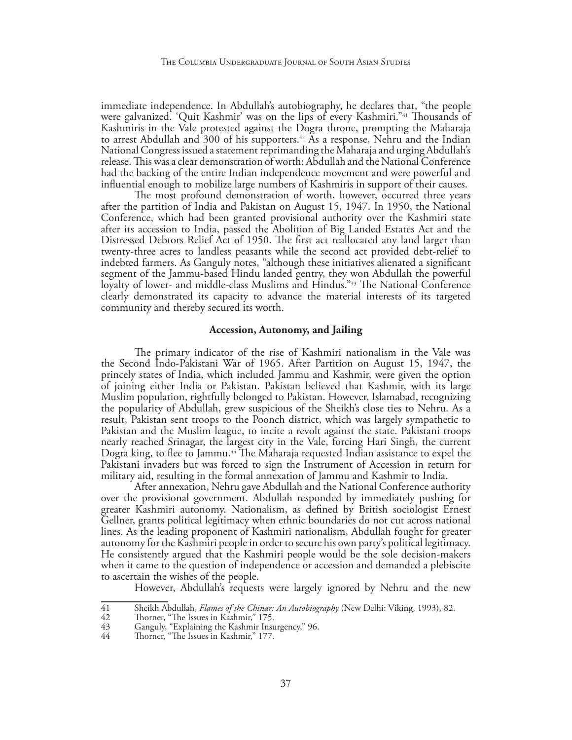immediate independence. In Abdullah's autobiography, he declares that, "the people were galvanized. 'Quit Kashmir' was on the lips of every Kashmiri."[41] Thousands of Kashmiris in the Vale protested against the Dogra throne, prompting the Maharaja to arrest Abdullah and 300 of his supporters.[42] As a response, Nehru and the Indian National Congress issued a statement reprimanding the Maharaja and urging Abdullah's release. This was a clear demonstration of worth: Abdullah and the National Conference had the backing of the entire Indian independence movement and were powerful and influential enough to mobilize large numbers of Kashmiris in support of their causes.

The most profound demonstration of worth, however, occurred three years after the partition of India and Pakistan on August 15, 1947. In 1950, the National Conference, which had been granted provisional authority over the Kashmiri state after its accession to India, passed the Abolition of Big Landed Estates Act and the Distressed Debtors Relief Act of 1950. The first act reallocated any land larger than twenty-three acres to landless peasants while the second act provided debt-relief to indebted farmers. As Ganguly notes, "although these initiatives alienated a significant segment of the Jammu-based Hindu landed gentry, they won Abdullah the powerful loyalty of lower- and middle-class Muslims and Hindus."[43] The National Conference clearly demonstrated its capacity to advance the material interests of its targeted community and thereby secured its worth.

### Accession, Autonomy, and Jailing

The primary indicator of the rise of Kashmiri nationalism in the Vale was the Second Indo-Pakistani War of 1965. After Partition on August 15, 1947, the princely states of India, which included Jammu and Kashmir, were given the option of joining either India or Pakistan. Pakistan believed that Kashmir, with its large Muslim population, rightfully belonged to Pakistan. However, Islamabad, recognizing the popularity of Abdullah, grew suspicious of the Sheikh's close ties to Nehru. As a result, Pakistan sent troops to the Poonch district, which was largely sympathetic to Pakistan and the Muslim league, to incite a revolt against the state. Pakistani troops nearly reached Srinagar, the largest city in the Vale, forcing Hari Singh, the current Dogra king, to flee to Jammu.[44] The Maharaja requested Indian assistance to expel the Pakistani invaders but was forced to sign the Instrument of Accession in return for military aid, resulting in the formal annexation of Jammu and Kashmir to India.

After annexation, Nehru gave Abdullah and the National Conference authority over the provisional government. Abdullah responded by immediately pushing for greater Kashmiri autonomy. Nationalism, as defined by British sociologist Ernest Gellner, grants political legitimacy when ethnic boundaries do not cut across national lines. As the leading proponent of Kashmiri nationalism, Abdullah fought for greater autonomy for the Kashmiri people in order to secure his own party's political legitimacy. He consistently argued that the Kashmiri people would be the sole decision-makers when it came to the question of independence or accession and demanded a plebiscite to ascertain the wishes of the people.

However, Abdullah's requests were largely ignored by Nehru and the new

---

41 Sheikh Abdullah, *Flames of the Chinar: An Autobiography* (New Delhi: Viking, 1993), 82.

42 Thorner, "The Issues in Kashmir," 175.

43 Ganguly, "Explaining the Kashmir Insurgency," 96.

44 Thorner, "The Issues in Kashmir," 177.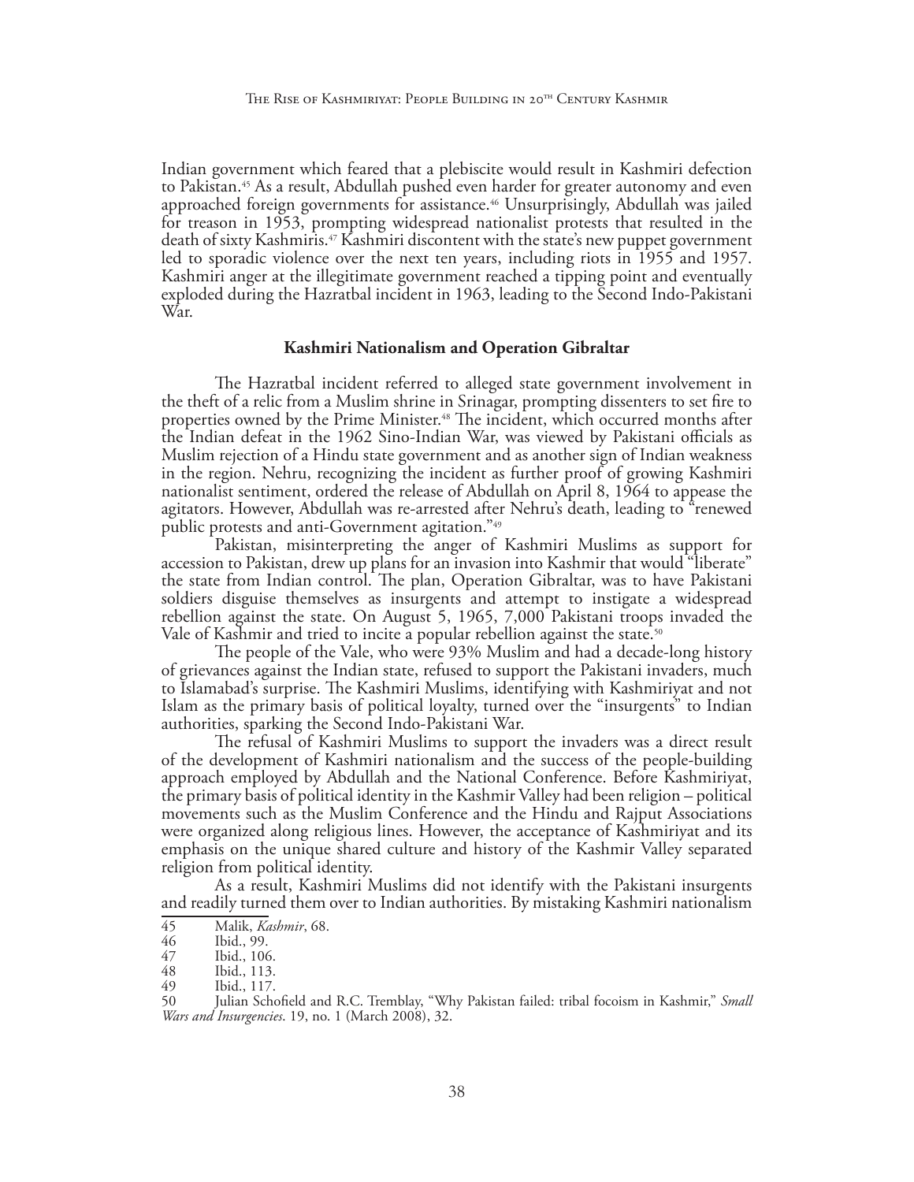Indian government which feared that a plebiscite would result in Kashmiri defection to Pakistan.[45] As a result, Abdullah pushed even harder for greater autonomy and even approached foreign governments for assistance.[46] Unsurprisingly, Abdullah was jailed for treason in 1953, prompting widespread nationalist protests that resulted in the death of sixty Kashmiris.[47] Kashmiri discontent with the state's new puppet government led to sporadic violence over the next ten years, including riots in 1955 and 1957. Kashmiri anger at the illegitimate government reached a tipping point and eventually exploded during the Hazratbal incident in 1963, leading to the Second Indo-Pakistani War.

## Kashmiri Nationalism and Operation Gibraltar

The Hazratbal incident referred to alleged state government involvement in the theft of a relic from a Muslim shrine in Srinagar, prompting dissenters to set fire to properties owned by the Prime Minister.[48] The incident, which occurred months after the Indian defeat in the 1962 Sino-Indian War, was viewed by Pakistani officials as Muslim rejection of a Hindu state government and as another sign of Indian weakness in the region. Nehru, recognizing the incident as further proof of growing Kashmiri nationalist sentiment, ordered the release of Abdullah on April 8, 1964 to appease the agitators. However, Abdullah was re-arrested after Nehru's death, leading to "renewed public protests and anti-Government agitation."[49]

Pakistan, misinterpreting the anger of Kashmiri Muslims as support for accession to Pakistan, drew up plans for an invasion into Kashmir that would "liberate" the state from Indian control. The plan, Operation Gibraltar, was to have Pakistani soldiers disguise themselves as insurgents and attempt to instigate a widespread rebellion against the state. On August 5, 1965, 7,000 Pakistani troops invaded the Vale of Kashmir and tried to incite a popular rebellion against the state.[50]

The people of the Vale, who were 93% Muslim and had a decade-long history of grievances against the Indian state, refused to support the Pakistani invaders, much to Islamabad's surprise. The Kashmiri Muslims, identifying with Kashmiriyat and not Islam as the primary basis of political loyalty, turned over the "insurgents" to Indian authorities, sparking the Second Indo-Pakistani War.

The refusal of Kashmiri Muslims to support the invaders was a direct result of the development of Kashmiri nationalism and the success of the people-building approach employed by Abdullah and the National Conference. Before Kashmiriyat, the primary basis of political identity in the Kashmir Valley had been religion – political movements such as the Muslim Conference and the Hindu and Rajput Associations were organized along religious lines. However, the acceptance of Kashmiriyat and its emphasis on the unique shared culture and history of the Kashmir Valley separated religion from political identity.

As a result, Kashmiri Muslims did not identify with the Pakistani insurgents and readily turned them over to Indian authorities. By mistaking Kashmiri nationalism

---

45 Malik, *Kashmir*, 68.
46 Ibid., 99.
47 Ibid., 106.
48 Ibid., 113.
49 Ibid., 117.
50 Julian Schofield and R.C. Tremblay, "Why Pakistan failed: tribal focoism in Kashmir," *Small Wars and Insurgencies*. 19, no. 1 (March 2008), 32.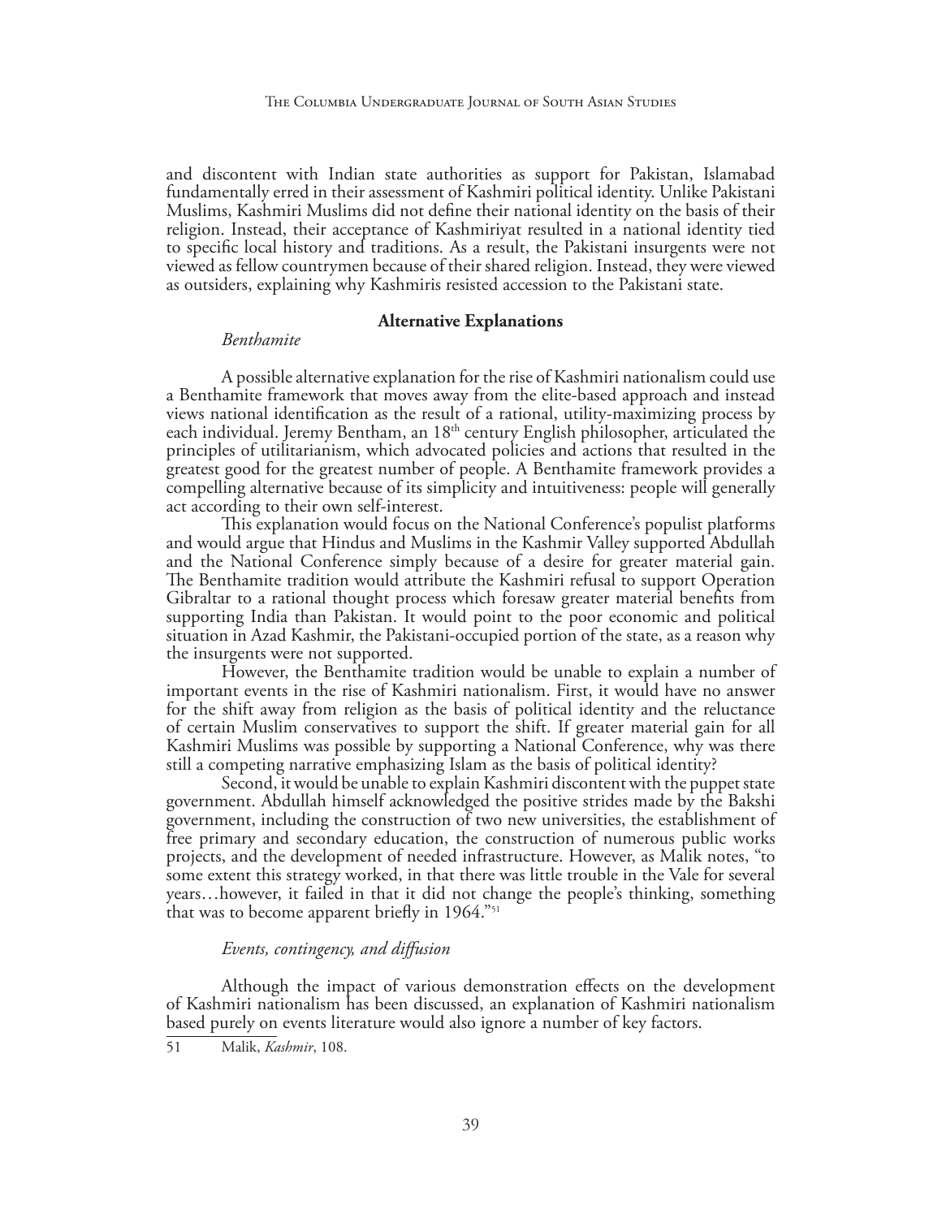and discontent with Indian state authorities as support for Pakistan, Islamabad fundamentally erred in their assessment of Kashmiri political identity. Unlike Pakistani Muslims, Kashmiri Muslims did not define their national identity on the basis of their religion. Instead, their acceptance of Kashmiriyat resulted in a national identity tied to specific local history and traditions. As a result, the Pakistani insurgents were not viewed as fellow countrymen because of their shared religion. Instead, they were viewed as outsiders, explaining why Kashmiris resisted accession to the Pakistani state.

## Alternative Explanations

### *Benthamite*

A possible alternative explanation for the rise of Kashmiri nationalism could use a Benthamite framework that moves away from the elite-based approach and instead views national identification as the result of a rational, utility-maximizing process by each individual. Jeremy Bentham, an 18th century English philosopher, articulated the principles of utilitarianism, which advocated policies and actions that resulted in the greatest good for the greatest number of people. A Benthamite framework provides a compelling alternative because of its simplicity and intuitiveness: people will generally act according to their own self-interest.

This explanation would focus on the National Conference's populist platforms and would argue that Hindus and Muslims in the Kashmir Valley supported Abdullah and the National Conference simply because of a desire for greater material gain. The Benthamite tradition would attribute the Kashmiri refusal to support Operation Gibraltar to a rational thought process which foresaw greater material benefits from supporting India than Pakistan. It would point to the poor economic and political situation in Azad Kashmir, the Pakistani-occupied portion of the state, as a reason why the insurgents were not supported.

However, the Benthamite tradition would be unable to explain a number of important events in the rise of Kashmiri nationalism. First, it would have no answer for the shift away from religion as the basis of political identity and the reluctance of certain Muslim conservatives to support the shift. If greater material gain for all Kashmiri Muslims was possible by supporting a National Conference, why was there still a competing narrative emphasizing Islam as the basis of political identity?

Second, it would be unable to explain Kashmiri discontent with the puppet state government. Abdullah himself acknowledged the positive strides made by the Bakshi government, including the construction of two new universities, the establishment of free primary and secondary education, the construction of numerous public works projects, and the development of needed infrastructure. However, as Malik notes, "to some extent this strategy worked, in that there was little trouble in the Vale for several years…however, it failed in that it did not change the people's thinking, something that was to become apparent briefly in 1964."[51]

### *Events, contingency, and diffusion*

Although the impact of various demonstration effects on the development of Kashmiri nationalism has been discussed, an explanation of Kashmiri nationalism based purely on events literature would also ignore a number of key factors.

51 Malik, *Kashmir*, 108.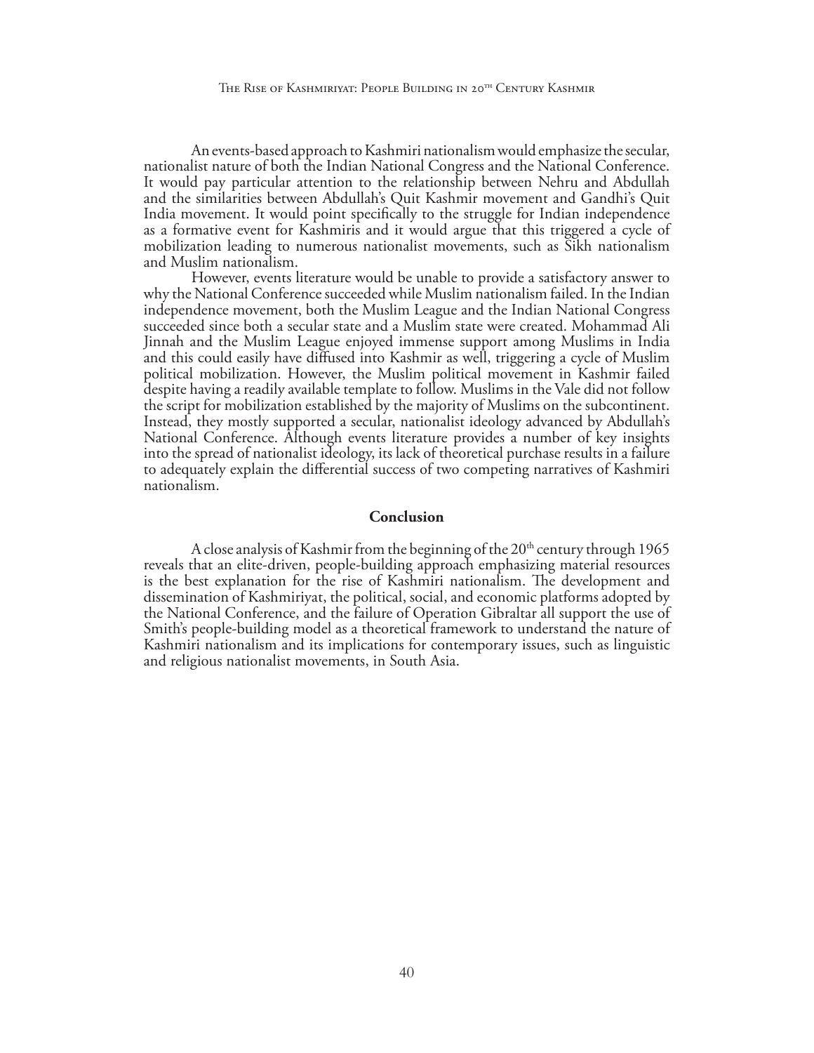An events-based approach to Kashmiri nationalism would emphasize the secular, nationalist nature of both the Indian National Congress and the National Conference. It would pay particular attention to the relationship between Nehru and Abdullah and the similarities between Abdullah's Quit Kashmir movement and Gandhi's Quit India movement. It would point specifically to the struggle for Indian independence as a formative event for Kashmiris and it would argue that this triggered a cycle of mobilization leading to numerous nationalist movements, such as Sikh nationalism and Muslim nationalism.

However, events literature would be unable to provide a satisfactory answer to why the National Conference succeeded while Muslim nationalism failed. In the Indian independence movement, both the Muslim League and the Indian National Congress succeeded since both a secular state and a Muslim state were created. Mohammad Ali Jinnah and the Muslim League enjoyed immense support among Muslims in India and this could easily have diffused into Kashmir as well, triggering a cycle of Muslim political mobilization. However, the Muslim political movement in Kashmir failed despite having a readily available template to follow. Muslims in the Vale did not follow the script for mobilization established by the majority of Muslims on the subcontinent. Instead, they mostly supported a secular, nationalist ideology advanced by Abdullah's National Conference. Although events literature provides a number of key insights into the spread of nationalist ideology, its lack of theoretical purchase results in a failure to adequately explain the differential success of two competing narratives of Kashmiri nationalism.

## Conclusion

A close analysis of Kashmir from the beginning of the 20th century through 1965 reveals that an elite-driven, people-building approach emphasizing material resources is the best explanation for the rise of Kashmiri nationalism. The development and dissemination of Kashmiriyat, the political, social, and economic platforms adopted by the National Conference, and the failure of Operation Gibraltar all support the use of Smith's people-building model as a theoretical framework to understand the nature of Kashmiri nationalism and its implications for contemporary issues, such as linguistic and religious nationalist movements, in South Asia.